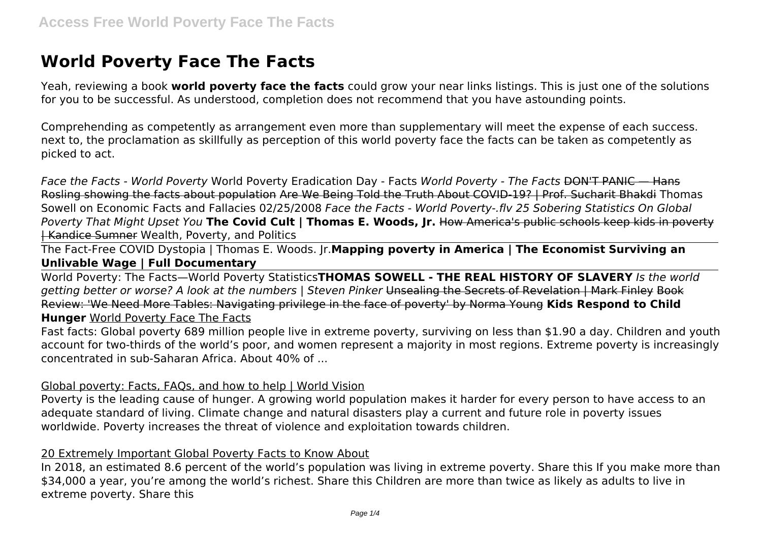# World Poverty Face The Facts

Yeah, reviewing a book **world poverty face the facts** could grow your near links listings. This is just one of the solutions for you to be successful. As understood, completion does not recommend that you have astounding points.

Comprehending as competently as arrangement even more than supplementary will meet the expense of each success. next to, the proclamation as skillfully as perception of this world poverty face the facts can be taken as competently as picked to act.

*Face the Facts - World Poverty* World Poverty Eradication Day - Facts *World Poverty - The Facts* ~~DON'T PANIC — Hans Rosling showing the facts about population~~ ~~Are We Being Told the Truth About COVID-19? | Prof. Sucharit Bhakdi~~ Thomas Sowell on Economic Facts and Fallacies 02/25/2008 *Face the Facts - World Poverty-.flv* *25 Sobering Statistics On Global Poverty That Might Upset You* **The Covid Cult | Thomas E. Woods, Jr.** ~~How America's public schools keep kids in poverty | Kandice Sumner~~ Wealth, Poverty, and Politics

The Fact-Free COVID Dystopia | Thomas E. Woods. Jr.**Mapping poverty in America | The Economist Surviving an Unlivable Wage | Full Documentary**

World Poverty: The Facts—World Poverty Statistics**THOMAS SOWELL - THE REAL HISTORY OF SLAVERY** *Is the world getting better or worse? A look at the numbers | Steven Pinker* ~~Unsealing the Secrets of Revelation | Mark Finley~~ ~~Book Review: 'We Need More Tables: Navigating privilege in the face of poverty' by Norma Young~~ **Kids Respond to Child Hunger** World Poverty Face The Facts

Fast facts: Global poverty 689 million people live in extreme poverty, surviving on less than $1.90 a day. Children and youth account for two-thirds of the world's poor, and women represent a majority in most regions. Extreme poverty is increasingly concentrated in sub-Saharan Africa. About 40% of ...

Global poverty: Facts, FAQs, and how to help | World Vision

Poverty is the leading cause of hunger. A growing world population makes it harder for every person to have access to an adequate standard of living. Climate change and natural disasters play a current and future role in poverty issues worldwide. Poverty increases the threat of violence and exploitation towards children.

20 Extremely Important Global Poverty Facts to Know About

In 2018, an estimated 8.6 percent of the world's population was living in extreme poverty. Share this If you make more than $34,000 a year, you're among the world's richest. Share this Children are more than twice as likely as adults to live in extreme poverty. Share this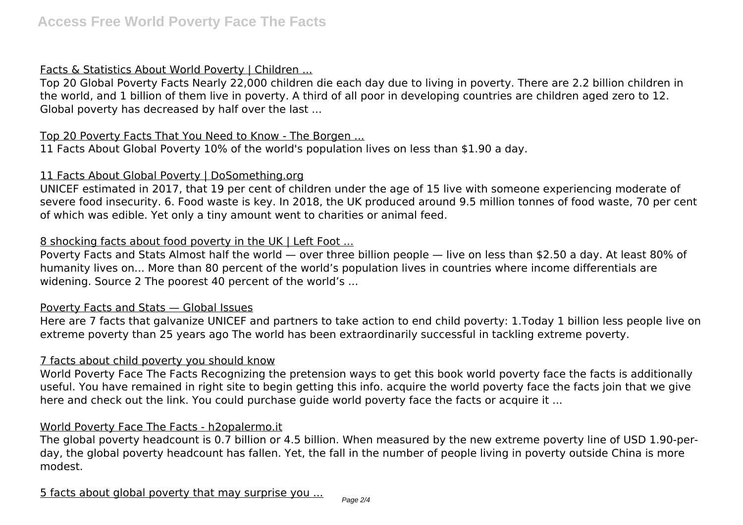Facts & Statistics About World Poverty | Children ...

Top 20 Global Poverty Facts Nearly 22,000 children die each day due to living in poverty. There are 2.2 billion children in the world, and 1 billion of them live in poverty. A third of all poor in developing countries are children aged zero to 12. Global poverty has decreased by half over the last ...

Top 20 Poverty Facts That You Need to Know - The Borgen ...

11 Facts About Global Poverty 10% of the world's population lives on less than $1.90 a day.

11 Facts About Global Poverty | DoSomething.org

UNICEF estimated in 2017, that 19 per cent of children under the age of 15 live with someone experiencing moderate of severe food insecurity. 6. Food waste is key. In 2018, the UK produced around 9.5 million tonnes of food waste, 70 per cent of which was edible. Yet only a tiny amount went to charities or animal feed.

8 shocking facts about food poverty in the UK | Left Foot ...

Poverty Facts and Stats Almost half the world — over three billion people — live on less than $2.50 a day. At least 80% of humanity lives on... More than 80 percent of the world's population lives in countries where income differentials are widening. Source 2 The poorest 40 percent of the world's ...

Poverty Facts and Stats — Global Issues

Here are 7 facts that galvanize UNICEF and partners to take action to end child poverty: 1.Today 1 billion less people live on extreme poverty than 25 years ago The world has been extraordinarily successful in tackling extreme poverty.

7 facts about child poverty you should know

World Poverty Face The Facts Recognizing the pretension ways to get this book world poverty face the facts is additionally useful. You have remained in right site to begin getting this info. acquire the world poverty face the facts join that we give here and check out the link. You could purchase guide world poverty face the facts or acquire it ...

World Poverty Face The Facts - h2opalermo.it

The global poverty headcount is 0.7 billion or 4.5 billion. When measured by the new extreme poverty line of USD 1.90-per-day, the global poverty headcount has fallen. Yet, the fall in the number of people living in poverty outside China is more modest.

5 facts about global poverty that may surprise you ...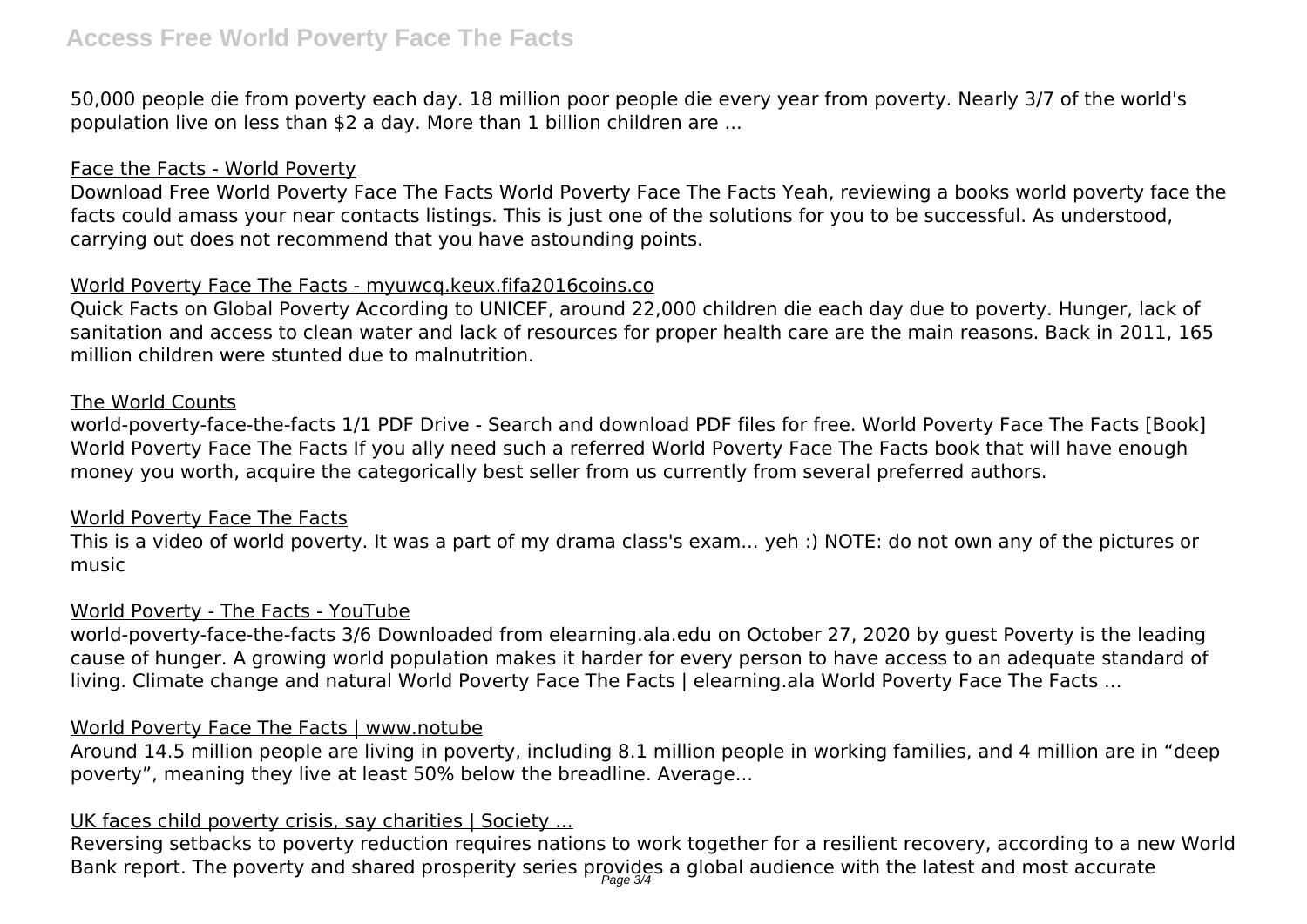50,000 people die from poverty each day. 18 million poor people die every year from poverty. Nearly 3/7 of the world's population live on less than $2 a day. More than 1 billion children are ...

Face the Facts - World Poverty

Download Free World Poverty Face The Facts World Poverty Face The Facts Yeah, reviewing a books world poverty face the facts could amass your near contacts listings. This is just one of the solutions for you to be successful. As understood, carrying out does not recommend that you have astounding points.

World Poverty Face The Facts - myuwcq.keux.fifa2016coins.co

Quick Facts on Global Poverty According to UNICEF, around 22,000 children die each day due to poverty. Hunger, lack of sanitation and access to clean water and lack of resources for proper health care are the main reasons. Back in 2011, 165 million children were stunted due to malnutrition.

The World Counts

world-poverty-face-the-facts 1/1 PDF Drive - Search and download PDF files for free. World Poverty Face The Facts [Book] World Poverty Face The Facts If you ally need such a referred World Poverty Face The Facts book that will have enough money you worth, acquire the categorically best seller from us currently from several preferred authors.

World Poverty Face The Facts

This is a video of world poverty. It was a part of my drama class's exam... yeh :) NOTE: do not own any of the pictures or music

World Poverty - The Facts - YouTube

world-poverty-face-the-facts 3/6 Downloaded from elearning.ala.edu on October 27, 2020 by guest Poverty is the leading cause of hunger. A growing world population makes it harder for every person to have access to an adequate standard of living. Climate change and natural World Poverty Face The Facts | elearning.ala World Poverty Face The Facts ...

World Poverty Face The Facts | www.notube

Around 14.5 million people are living in poverty, including 8.1 million people in working families, and 4 million are in "deep poverty", meaning they live at least 50% below the breadline. Average...

UK faces child poverty crisis, say charities | Society ...

Reversing setbacks to poverty reduction requires nations to work together for a resilient recovery, according to a new World Bank report. The poverty and shared prosperity series provides a global audience with the latest and most accurate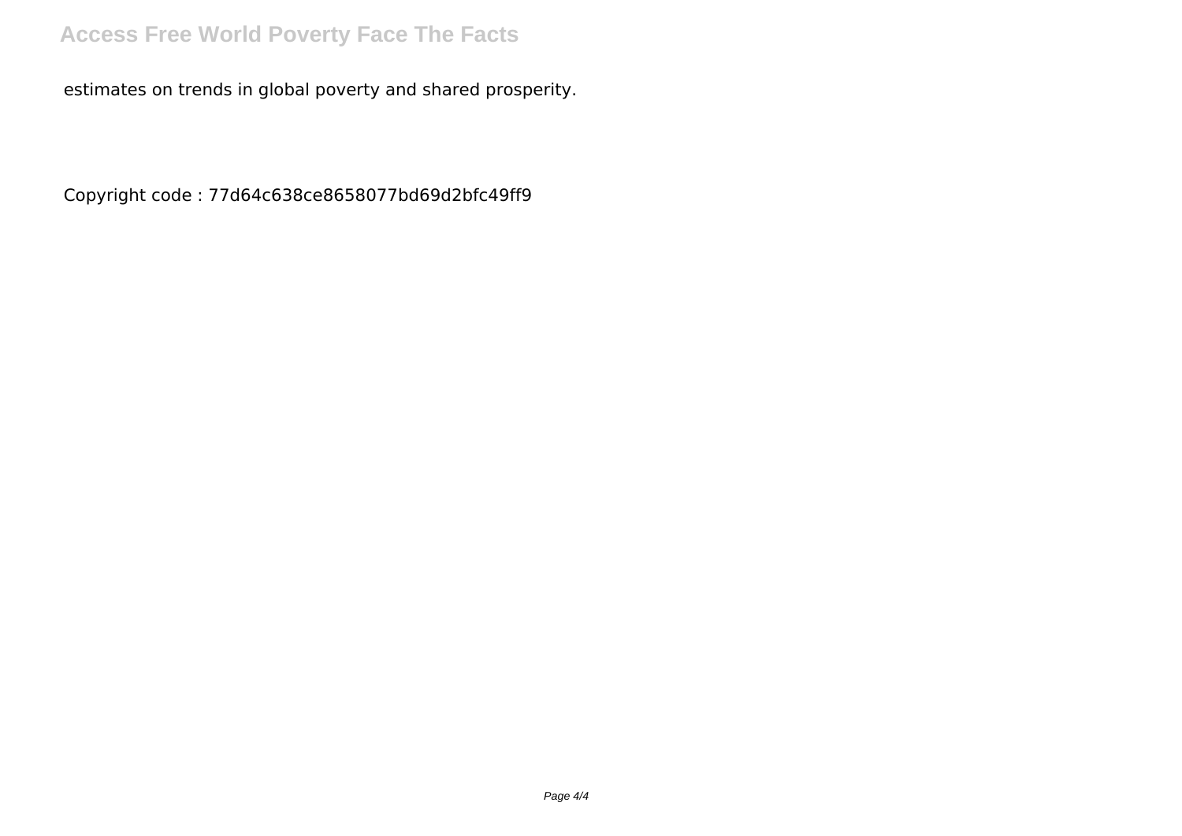estimates on trends in global poverty and shared prosperity.

Copyright code : 77d64c638ce8658077bd69d2bfc49ff9